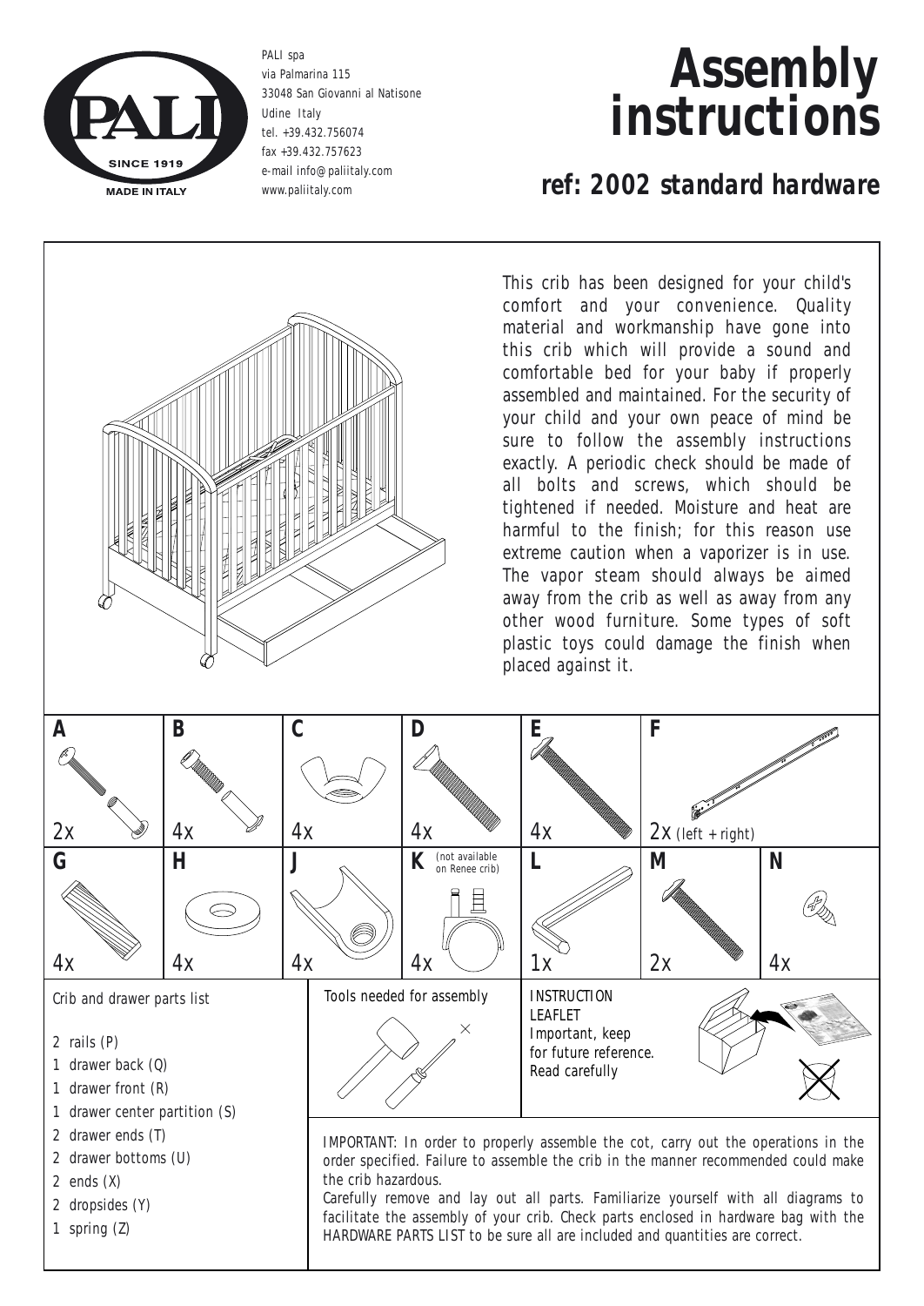PALI spa
via Palmarina 115
33048 San Giovanni al Natisone
Udine Italy
tel. +39.432.756074
fax +39.432.757623
e-mail info@paliitaly.com
www.paliitaly.com

PALI SINCE 1919 MADE IN ITALY

# Assembly instructions

## ref: 2002 standard hardware

This crib has been designed for your child's comfort and your convenience. Quality material and workmanship have gone into this crib which will provide a sound and comfortable bed for your baby if properly assembled and maintained. For the security of your child and your own peace of mind be sure to follow the assembly instructions exactly. A periodic check should be made of all bolts and screws, which should be tightened if needed. Moisture and heat are harmful to the finish; for this reason use extreme caution when a vaporizer is in use. The vapor steam should always be aimed away from the crib as well as away from any other wood furniture. Some types of soft plastic toys could damage the finish when placed against it.

| A | B | C | D | E | F | |
|---|---|---|---|---|---|---|
| 2x | 4x | 4x | 4x | 4x | 2x (left + right) | |
| **G** | **H** | **J** | **K** (not available on Renee crib) | **L** | **M** | **N** |
| 4x | 4x | 4x | 4x | 1x | 2x | 4x |

**Crib and drawer parts list**

- 2 rails (P)
- 1 drawer back (Q)
- 1 drawer front (R)
- 1 drawer center partition (S)
- 2 drawer ends (T)
- 2 drawer bottoms (U)
- 2 ends (X)
- 2 dropsides (Y)
- 1 spring (Z)

**Tools needed for assembly**

INSTRUCTION LEAFLET
Important, keep for future reference.
Read carefully

IMPORTANT: In order to properly assemble the cot, carry out the operations in the order specified. Failure to assemble the crib in the manner recommended could make the crib hazardous.
Carefully remove and lay out all parts. Familiarize yourself with all diagrams to facilitate the assembly of your crib. Check parts enclosed in hardware bag with the HARDWARE PARTS LIST to be sure all are included and quantities are correct.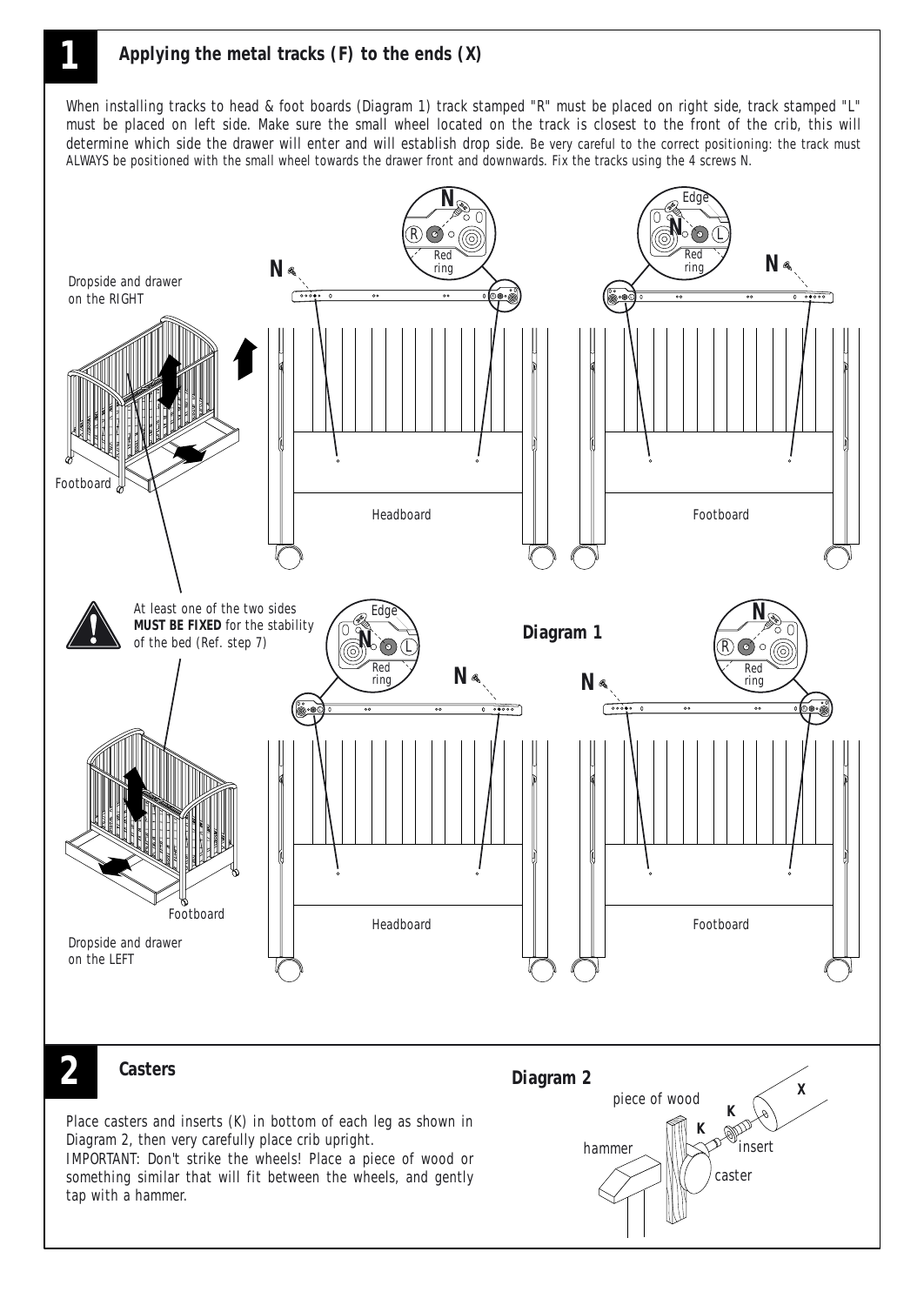## 1 Applying the metal tracks (F) to the ends (X)

When installing tracks to head & foot boards (Diagram 1) track stamped "R" must be placed on right side, track stamped "L" must be placed on left side. Make sure the small wheel located on the track is closest to the front of the crib, this will determine which side the drawer will enter and will establish drop side. Be very careful to the correct positioning: the track must ALWAYS be positioned with the small wheel towards the drawer front and downwards. Fix the tracks using the 4 screws N.

Dropside and drawer on the RIGHT

Footboard

Headboard

Footboard

N

Edge

Red ring

R

L

At least one of the two sides **MUST BE FIXED** for the stability of the bed (Ref. step 7)

**Diagram 1**

Footboard

Dropside and drawer on the LEFT

Headboard

Footboard

## 2 Casters

Place casters and inserts (K) in bottom of each leg as shown in Diagram 2, then very carefully place crib upright.
IMPORTANT: Don't strike the wheels! Place a piece of wood or something similar that will fit between the wheels, and gently tap with a hammer.

**Diagram 2**

piece of wood

hammer

K

X

insert

caster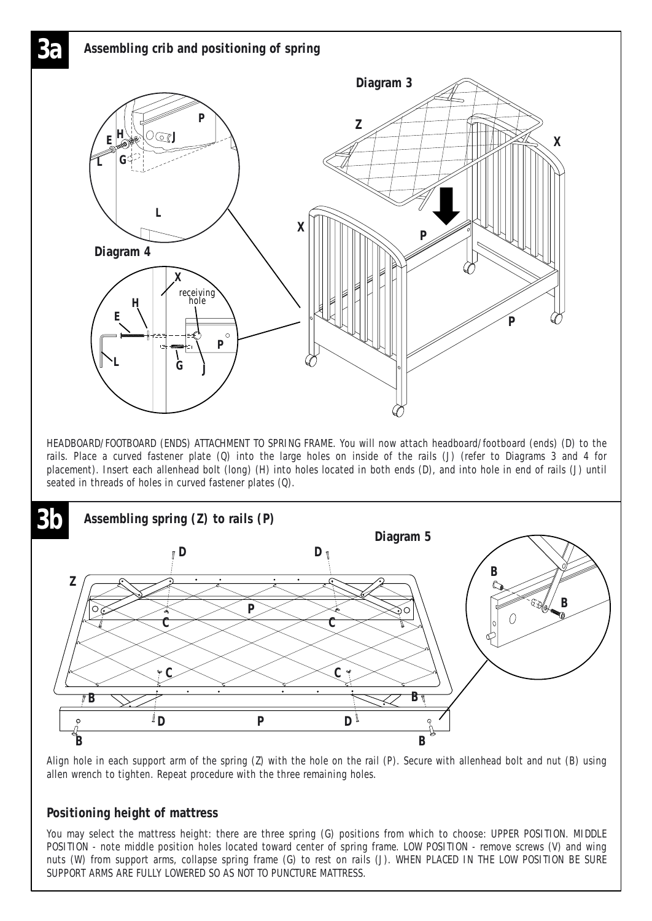## 3a Assembling crib and positioning of spring

Diagram 3

Diagram 4

HEADBOARD/FOOTBOARD (ENDS) ATTACHMENT TO SPRING FRAME. You will now attach headboard/footboard (ends) (D) to the rails. Place a curved fastener plate (Q) into the large holes on inside of the rails (J) (refer to Diagrams 3 and 4 for placement). Insert each allenhead bolt (long) (H) into holes located in both ends (D), and into hole in end of rails (J) until seated in threads of holes in curved fastener plates (Q).

## 3b Assembling spring (Z) to rails (P)

Diagram 5

Align hole in each support arm of the spring (Z) with the hole on the rail (P). Secure with allenhead bolt and nut (B) using allen wrench to tighten. Repeat procedure with the three remaining holes.

### Positioning height of mattress

You may select the mattress height: there are three spring (G) positions from which to choose: UPPER POSITION. MIDDLE POSITION - note middle position holes located toward center of spring frame. LOW POSITION - remove screws (V) and wing nuts (W) from support arms, collapse spring frame (G) to rest on rails (J). WHEN PLACED IN THE LOW POSITION BE SURE SUPPORT ARMS ARE FULLY LOWERED SO AS NOT TO PUNCTURE MATTRESS.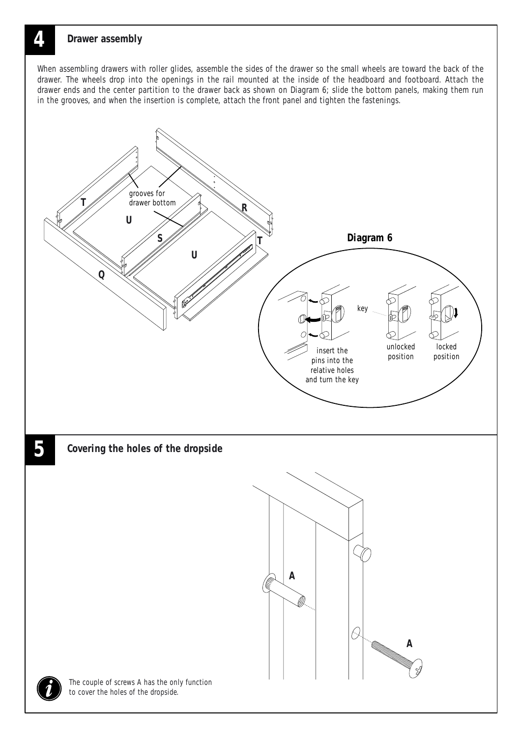## 4 Drawer assembly

When assembling drawers with roller glides, assemble the sides of the drawer so the small wheels are toward the back of the drawer. The wheels drop into the openings in the rail mounted at the inside of the headboard and footboard. Attach the drawer ends and the center partition to the drawer back as shown on Diagram 6; slide the bottom panels, making them run in the grooves, and when the insertion is complete, attach the front panel and tighten the fastenings.

T

grooves for drawer bottom

R

U

S

T

U

Q

**Diagram 6**

key

insert the pins into the relative holes and turn the key

unlocked position

locked position

## 5 Covering the holes of the dropside

A

A

The couple of screws A has the only function to cover the holes of the dropside.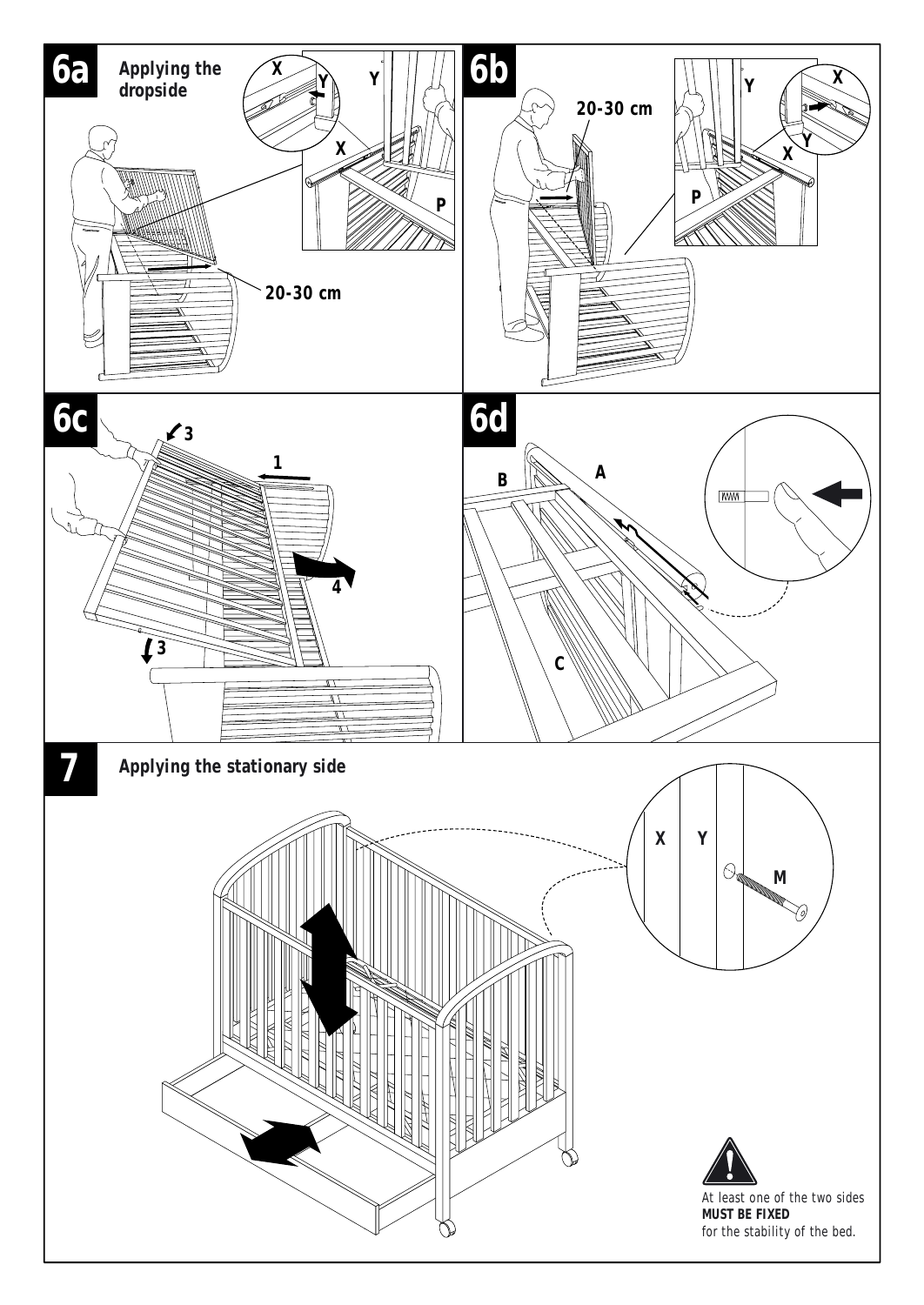## 6a

**Applying the dropside**

X Y Y X P

20-30 cm

## 6b

20-30 cm

Y X X Y P

## 6c

3 1 4 3

## 6d

B A C

## 7

**Applying the stationary side**

X Y M

At least one of the two sides **MUST BE FIXED** for the stability of the bed.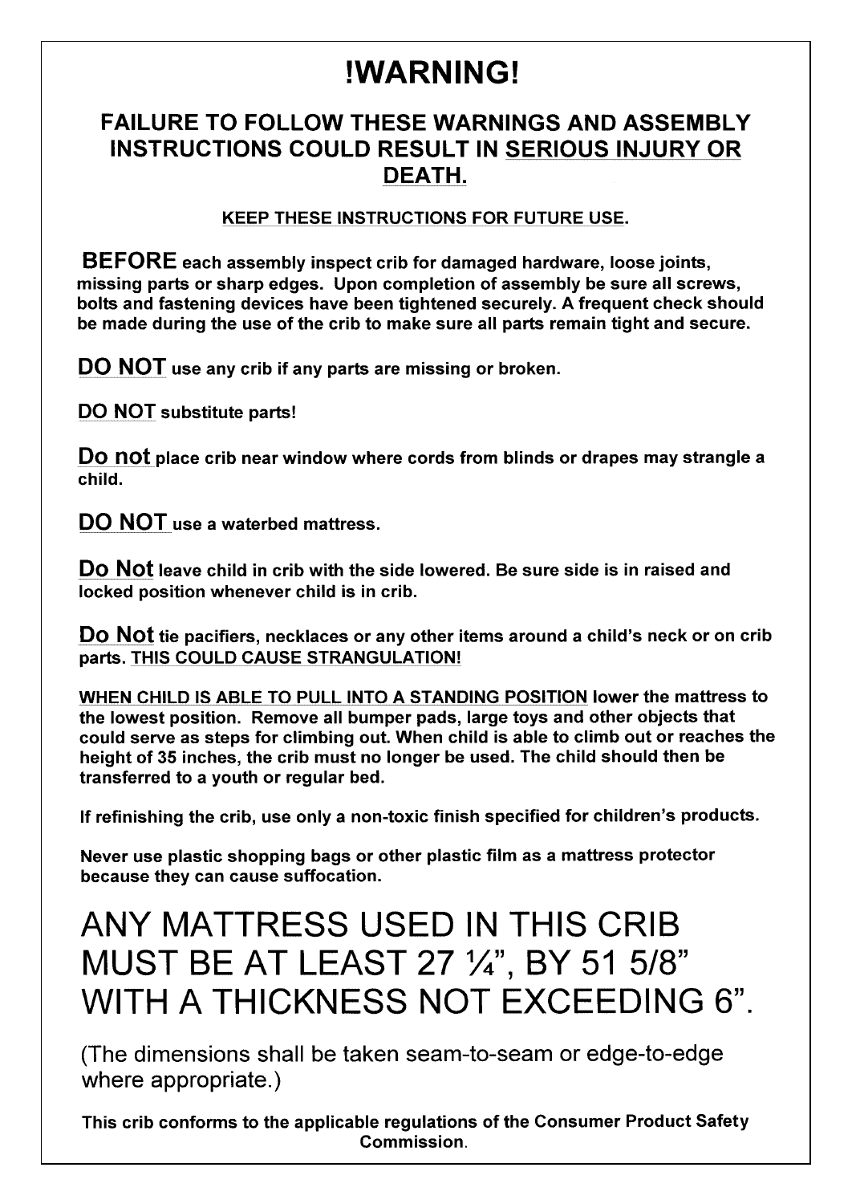# !WARNING!

## FAILURE TO FOLLOW THESE WARNINGS AND ASSEMBLY INSTRUCTIONS COULD RESULT IN SERIOUS INJURY OR DEATH.

**KEEP THESE INSTRUCTIONS FOR FUTURE USE.**

**BEFORE** each assembly inspect crib for damaged hardware, loose joints, missing parts or sharp edges. Upon completion of assembly be sure all screws, bolts and fastening devices have been tightened securely. A frequent check should be made during the use of the crib to make sure all parts remain tight and secure.

**DO NOT** use any crib if any parts are missing or broken.

**DO NOT** substitute parts!

**Do not** place crib near window where cords from blinds or drapes may strangle a child.

**DO NOT** use a waterbed mattress.

**Do Not** leave child in crib with the side lowered. Be sure side is in raised and locked position whenever child is in crib.

**Do Not** tie pacifiers, necklaces or any other items around a child's neck or on crib parts. **THIS COULD CAUSE STRANGULATION!**

**WHEN CHILD IS ABLE TO PULL INTO A STANDING POSITION** lower the mattress to the lowest position. Remove all bumper pads, large toys and other objects that could serve as steps for climbing out. When child is able to climb out or reaches the height of 35 inches, the crib must no longer be used. The child should then be transferred to a youth or regular bed.

If refinishing the crib, use only a non-toxic finish specified for children's products.

Never use plastic shopping bags or other plastic film as a mattress protector because they can cause suffocation.

## ANY MATTRESS USED IN THIS CRIB MUST BE AT LEAST 27 ¼", BY 51 5/8" WITH A THICKNESS NOT EXCEEDING 6".

(The dimensions shall be taken seam-to-seam or edge-to-edge where appropriate.)

**This crib conforms to the applicable regulations of the Consumer Product Safety Commission.**